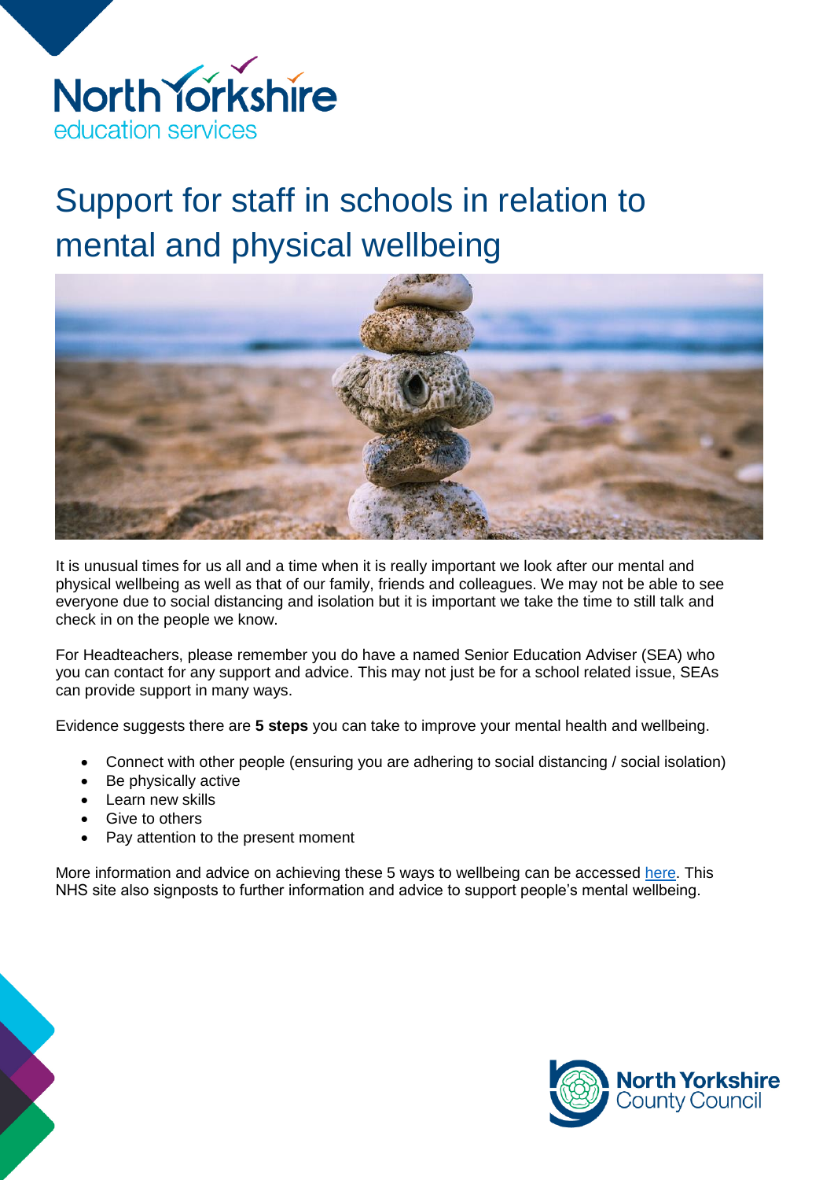# Support for staff in schools in relation to mental and physical wellbeing

It is unusual times for us all and a time when it is really important we look after our mental and physical wellbeing as well as that of our family, friends and colleagues. We may not be able to see everyone due to social distancing and isolation but it is important we take the time to still talk and check in on the people we know.

For Headteachers, please remember you do have a named Senior Education Adviser (SEA) who you can contact for any support and advice. This may not just be for a school related issue, SEAs can provide support in many ways.

Evidence suggests there are **5 steps** you can take to improve your mental health and wellbeing.

- Connect with other people (ensuring you are adhering to social distancing / social isolation)
- Be physically active
- Learn new skills
- Give to others
- Pay attention to the present moment

More information and advice on achieving these 5 ways to wellbeing can be accessed here. This NHS site also signposts to further information and advice to support people's mental wellbeing.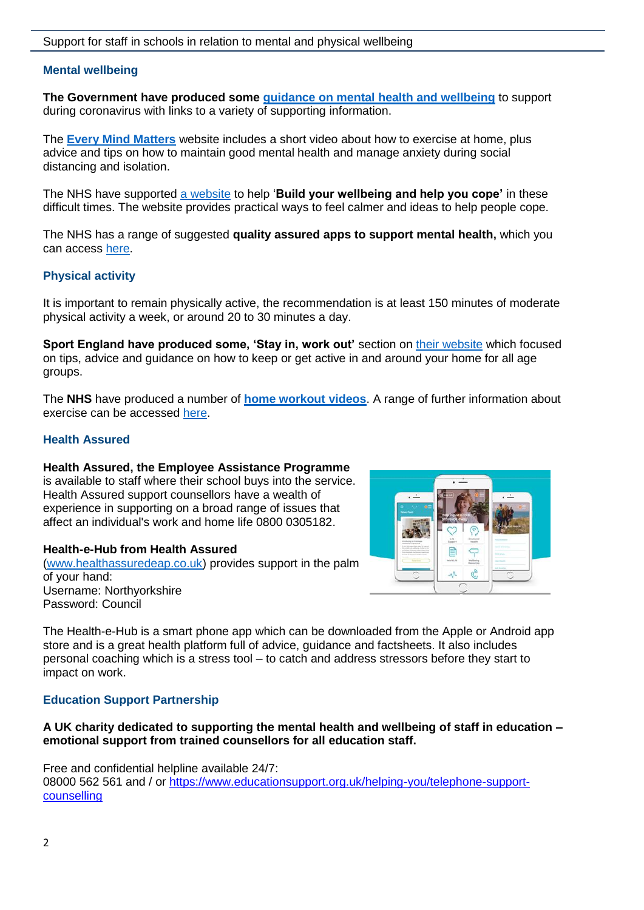## Mental wellbeing

**The Government have produced some guidance on mental health and wellbeing** to support during coronavirus with links to a variety of supporting information.

The **Every Mind Matters** website includes a short video about how to exercise at home, plus advice and tips on how to maintain good mental health and manage anxiety during social distancing and isolation.

The NHS have supported a website to help '**Build your wellbeing and help you cope'** in these difficult times. The website provides practical ways to feel calmer and ideas to help people cope.

The NHS has a range of suggested **quality assured apps to support mental health,** which you can access here.

## Physical activity

It is important to remain physically active, the recommendation is at least 150 minutes of moderate physical activity a week, or around 20 to 30 minutes a day.

**Sport England have produced some, 'Stay in, work out'** section on their website which focused on tips, advice and guidance on how to keep or get active in and around your home for all age groups.

The **NHS** have produced a number of **home workout videos**. A range of further information about exercise can be accessed here.

## Health Assured

**Health Assured, the Employee Assistance Programme** is available to staff where their school buys into the service. Health Assured support counsellors have a wealth of experience in supporting on a broad range of issues that affect an individual's work and home life 0800 0305182.

**Health-e-Hub from Health Assured**
(www.healthassuredeap.co.uk) provides support in the palm of your hand:
Username: Northyorkshire
Password: Council

The Health-e-Hub is a smart phone app which can be downloaded from the Apple or Android app store and is a great health platform full of advice, guidance and factsheets. It also includes personal coaching which is a stress tool – to catch and address stressors before they start to impact on work.

## Education Support Partnership

**A UK charity dedicated to supporting the mental health and wellbeing of staff in education – emotional support from trained counsellors for all education staff.**

Free and confidential helpline available 24/7:
08000 562 561 and / or https://www.educationsupport.org.uk/helping-you/telephone-support-counselling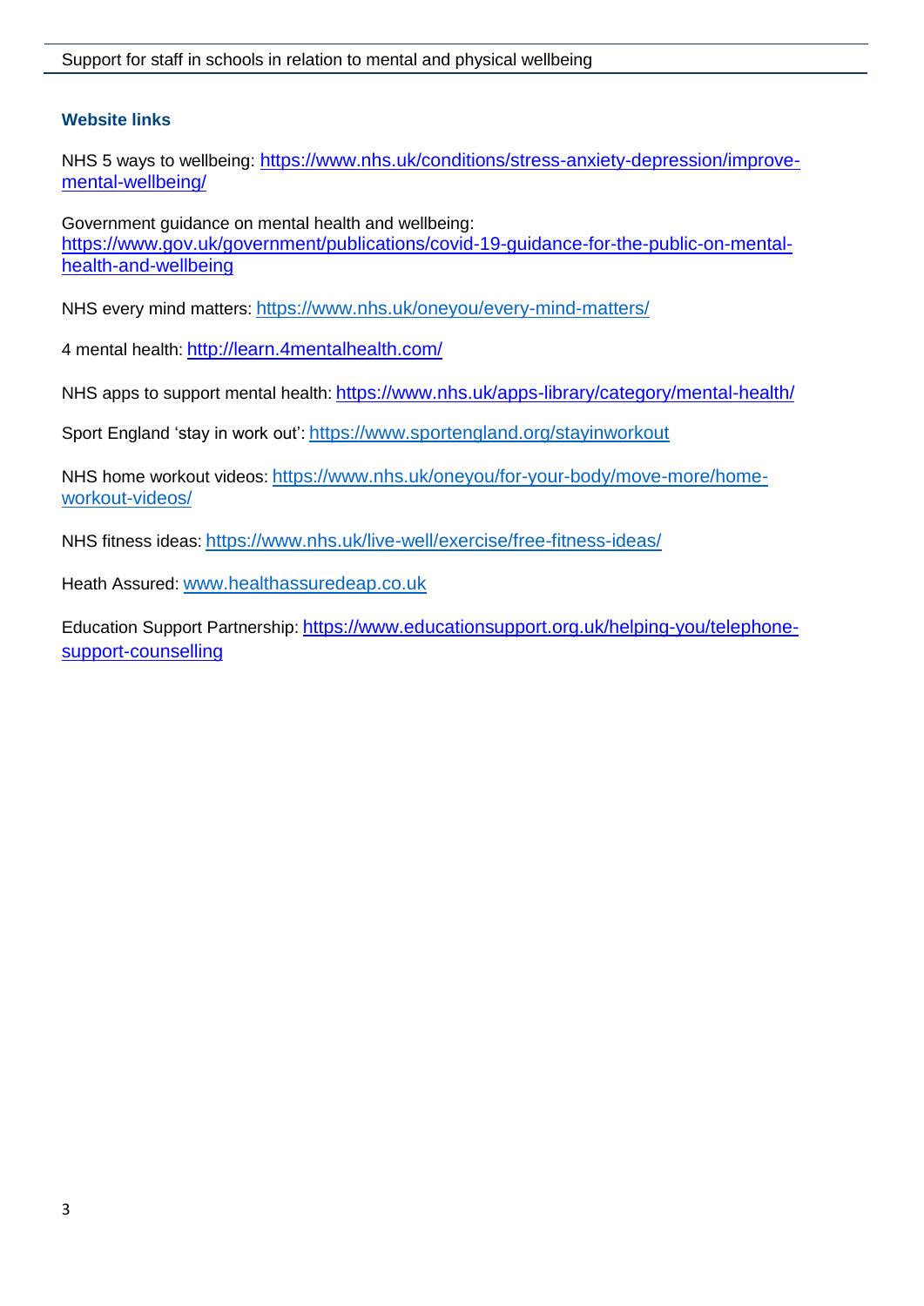### Website links

NHS 5 ways to wellbeing: https://www.nhs.uk/conditions/stress-anxiety-depression/improve-mental-wellbeing/

Government guidance on mental health and wellbeing: https://www.gov.uk/government/publications/covid-19-guidance-for-the-public-on-mental-health-and-wellbeing

NHS every mind matters: https://www.nhs.uk/oneyou/every-mind-matters/

4 mental health: http://learn.4mentalhealth.com/

NHS apps to support mental health: https://www.nhs.uk/apps-library/category/mental-health/

Sport England 'stay in work out': https://www.sportengland.org/stayinworkout

NHS home workout videos: https://www.nhs.uk/oneyou/for-your-body/move-more/home-workout-videos/

NHS fitness ideas: https://www.nhs.uk/live-well/exercise/free-fitness-ideas/

Heath Assured: www.healthassuredeap.co.uk

Education Support Partnership: https://www.educationsupport.org.uk/helping-you/telephone-support-counselling